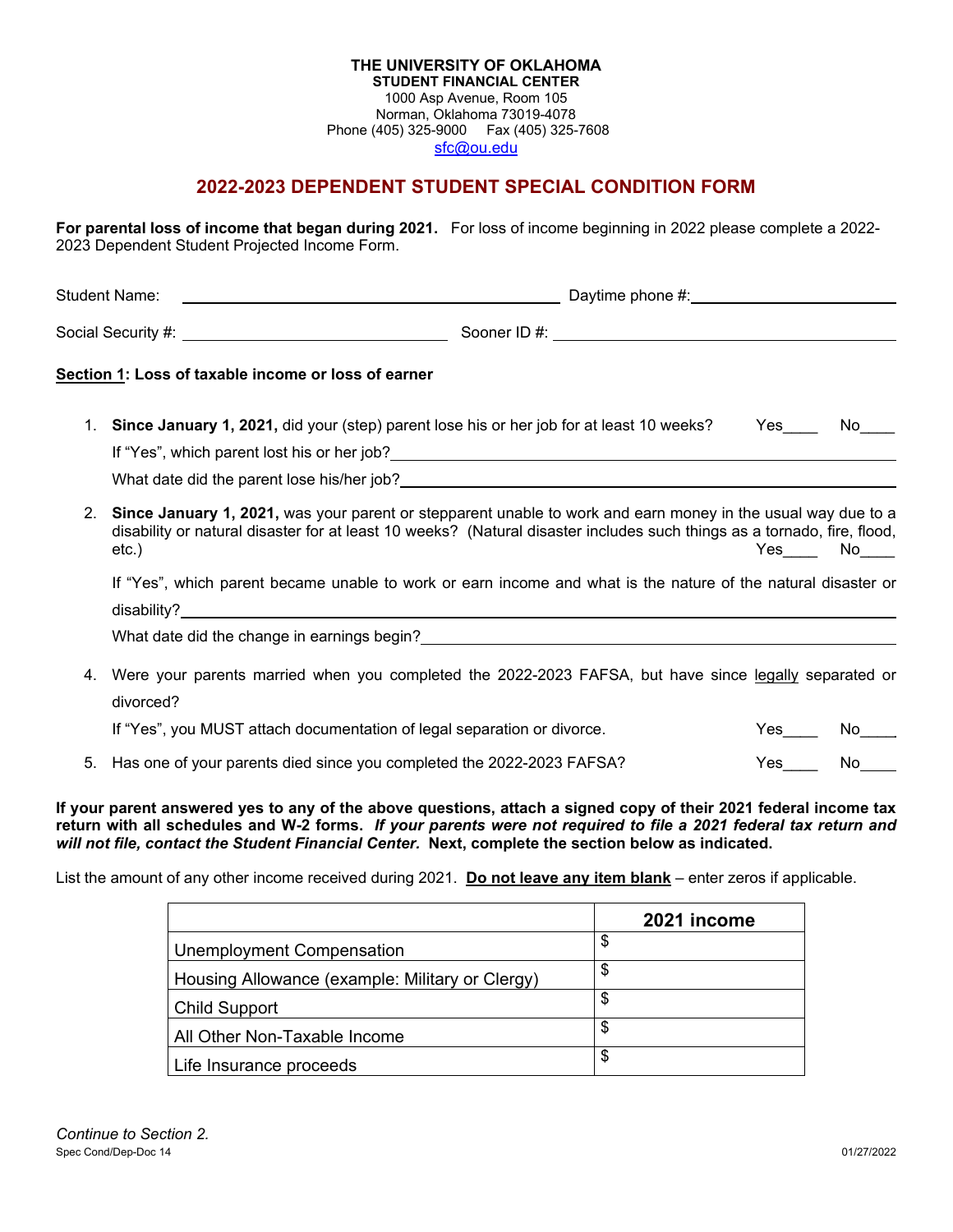**THE UNIVERSITY OF OKLAHOMA**
**STUDENT FINANCIAL CENTER**
1000 Asp Avenue, Room 105
Norman, Oklahoma 73019-4078
Phone (405) 325-9000 Fax (405) 325-7608
sfc@ou.edu

# 2022-2023 DEPENDENT STUDENT SPECIAL CONDITION FORM

**For parental loss of income that began during 2021.** For loss of income beginning in 2022 please complete a 2022-2023 Dependent Student Projected Income Form.

Student Name: ______________________________ Daytime phone #: ____________________

Social Security #: ____________________ Sooner ID #: ______________________________

**Section 1: Loss of taxable income or loss of earner**

1. **Since January 1, 2021,** did your (step) parent lose his or her job for at least 10 weeks? Yes____ No____

   If "Yes", which parent lost his or her job? ______________________________

   What date did the parent lose his/her job? ______________________________

2. **Since January 1, 2021,** was your parent or stepparent unable to work and earn money in the usual way due to a disability or natural disaster for at least 10 weeks? (Natural disaster includes such things as a tornado, fire, flood, etc.) Yes____ No____

   If "Yes", which parent became unable to work or earn income and what is the nature of the natural disaster or disability? ______________________________

   What date did the change in earnings begin? ______________________________

4. Were your parents married when you completed the 2022-2023 FAFSA, but have since legally separated or divorced?

   If "Yes", you MUST attach documentation of legal separation or divorce. Yes____ No____

5. Has one of your parents died since you completed the 2022-2023 FAFSA? Yes____ No____

**If your parent answered yes to any of the above questions, attach a signed copy of their 2021 federal income tax return with all schedules and W-2 forms.** ***If your parents were not required to file a 2021 federal tax return and will not file, contact the Student Financial Center.*** **Next, complete the section below as indicated.**

List the amount of any other income received during 2021. **Do not leave any item blank** – enter zeros if applicable.

| | 2021 income |
|---|---|
| Unemployment Compensation | $ |
| Housing Allowance (example: Military or Clergy) | $ |
| Child Support | $ |
| All Other Non-Taxable Income | $ |
| Life Insurance proceeds | $ |

*Continue to Section 2.*

Spec Cond/Dep-Doc 14 01/27/2022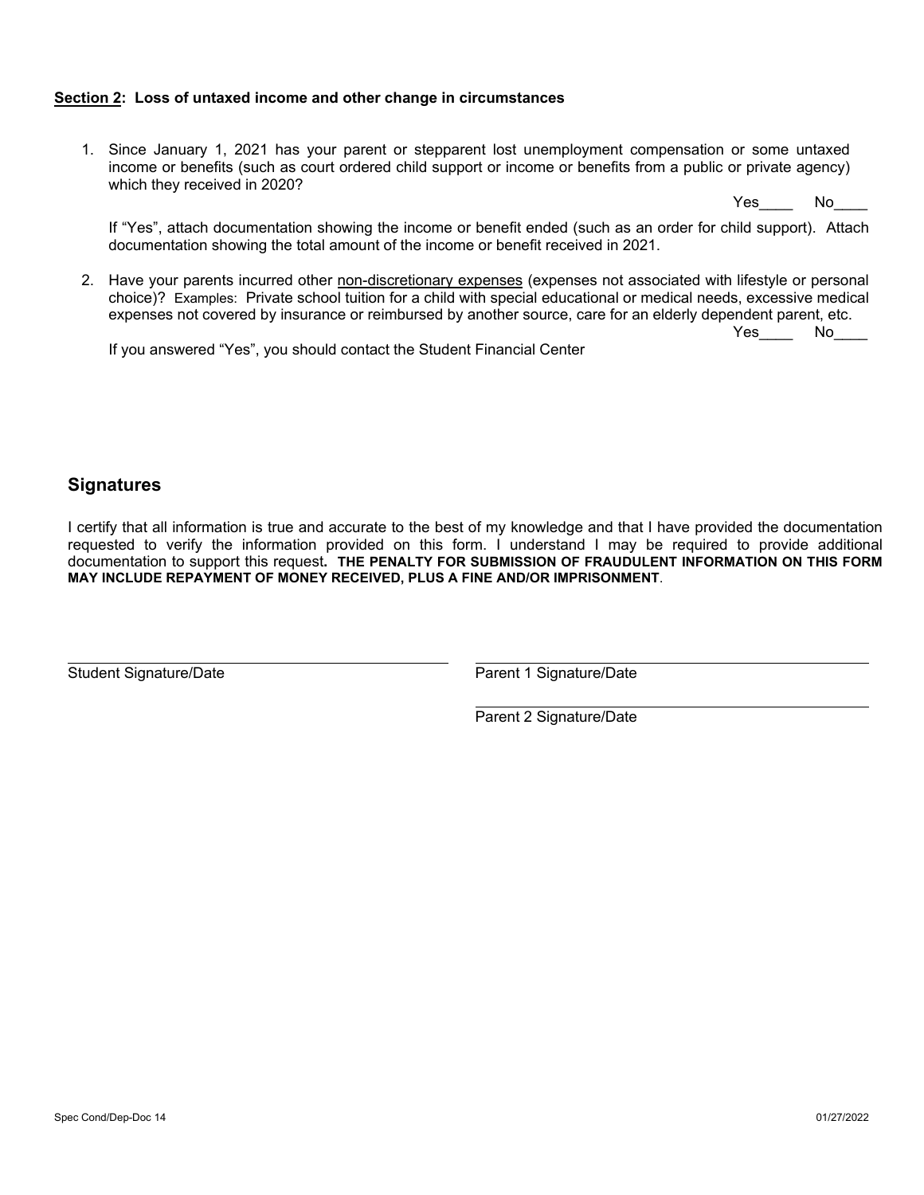**<u>Section 2</u>: Loss of untaxed income and other change in circumstances**

1. Since January 1, 2021 has your parent or stepparent lost unemployment compensation or some untaxed income or benefits (such as court ordered child support or income or benefits from a public or private agency) which they received in 2020?

   Yes____ No____

   If "Yes", attach documentation showing the income or benefit ended (such as an order for child support). Attach documentation showing the total amount of the income or benefit received in 2021.

2. Have your parents incurred other <u>non-discretionary expenses</u> (expenses not associated with lifestyle or personal choice)? Examples: Private school tuition for a child with special educational or medical needs, excessive medical expenses not covered by insurance or reimbursed by another source, care for an elderly dependent parent, etc.

   Yes____ No____

   If you answered "Yes", you should contact the Student Financial Center

## Signatures

I certify that all information is true and accurate to the best of my knowledge and that I have provided the documentation requested to verify the information provided on this form. I understand I may be required to provide additional documentation to support this request**. THE PENALTY FOR SUBMISSION OF FRAUDULENT INFORMATION ON THIS FORM MAY INCLUDE REPAYMENT OF MONEY RECEIVED, PLUS A FINE AND/OR IMPRISONMENT**.

______________________________
Student Signature/Date

______________________________
Parent 1 Signature/Date

______________________________
Parent 2 Signature/Date

Spec Cond/Dep-Doc 14 01/27/2022